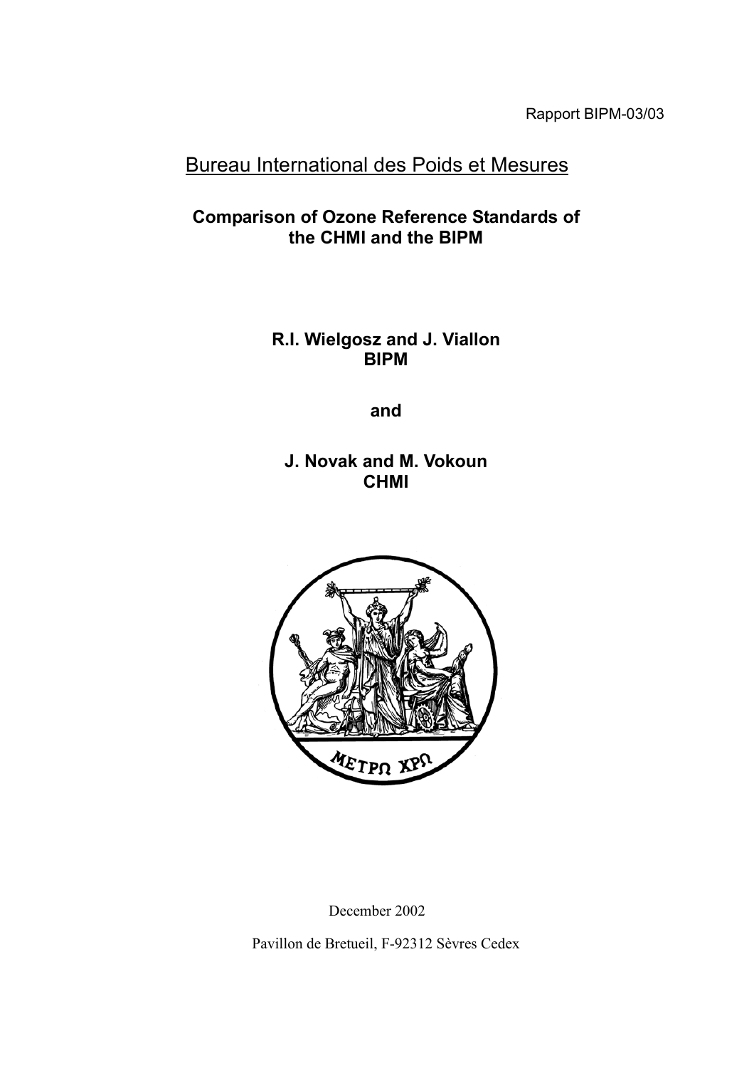Rapport BIPM-03/03

# Bureau International des Poids et Mesures

## Comparison of Ozone Reference Standards of the CHMI and the BIPM

**R.I. Wielgosz and J. Viallon**
**BIPM**

**and**

**J. Novak and M. Vokoun**
**CHMI**

December 2002

Pavillon de Breteuil, F-92312 Sèvres Cedex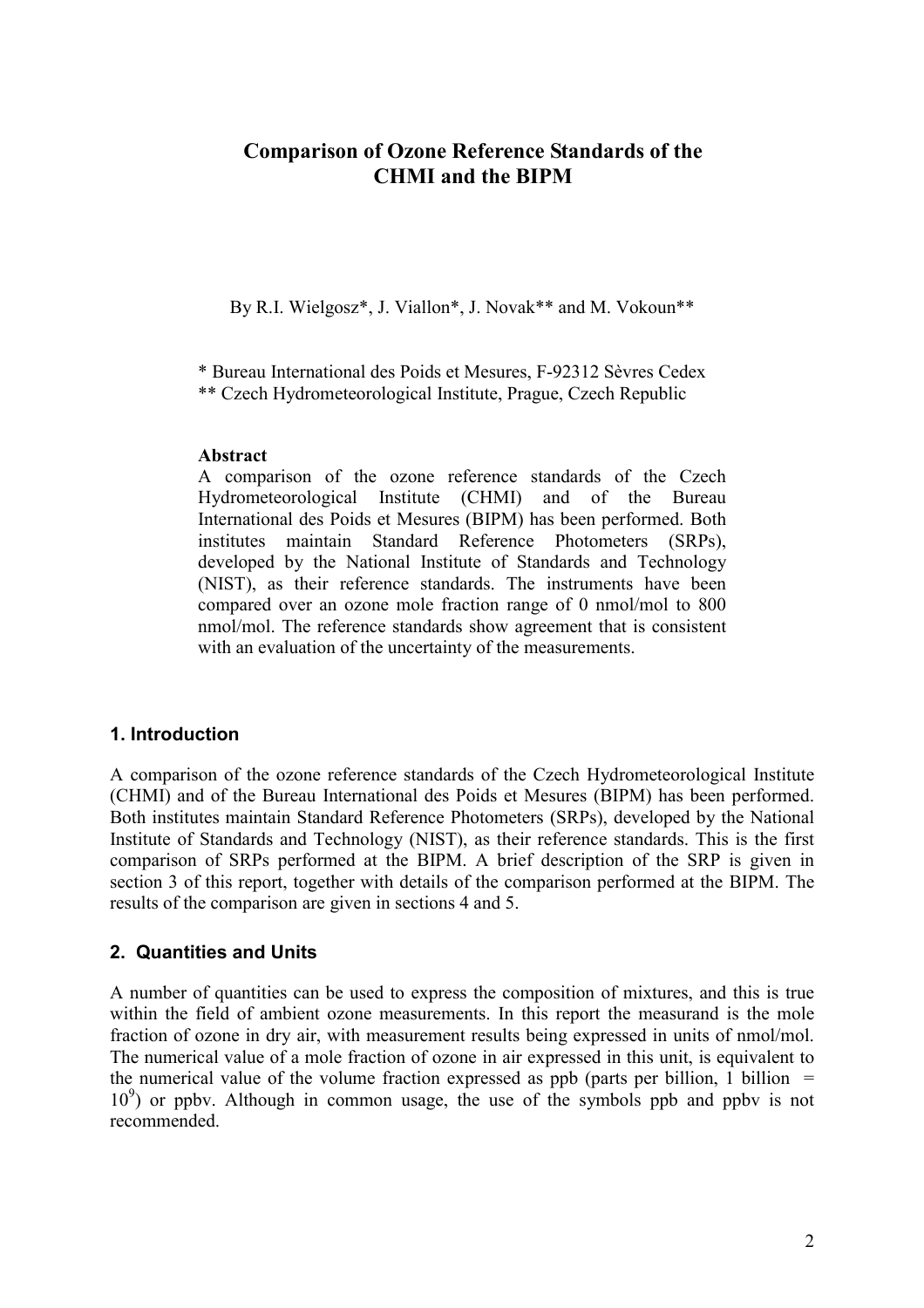# Comparison of Ozone Reference Standards of the CHMI and the BIPM

By R.I. Wielgosz*, J. Viallon*, J. Novak** and M. Vokoun**

\* Bureau International des Poids et Mesures, F-92312 Sèvres Cedex
\*\* Czech Hydrometeorological Institute, Prague, Czech Republic

**Abstract**

A comparison of the ozone reference standards of the Czech Hydrometeorological Institute (CHMI) and of the Bureau International des Poids et Mesures (BIPM) has been performed. Both institutes maintain Standard Reference Photometers (SRPs), developed by the National Institute of Standards and Technology (NIST), as their reference standards. The instruments have been compared over an ozone mole fraction range of 0 nmol/mol to 800 nmol/mol. The reference standards show agreement that is consistent with an evaluation of the uncertainty of the measurements.

## 1. Introduction

A comparison of the ozone reference standards of the Czech Hydrometeorological Institute (CHMI) and of the Bureau International des Poids et Mesures (BIPM) has been performed. Both institutes maintain Standard Reference Photometers (SRPs), developed by the National Institute of Standards and Technology (NIST), as their reference standards. This is the first comparison of SRPs performed at the BIPM. A brief description of the SRP is given in section 3 of this report, together with details of the comparison performed at the BIPM. The results of the comparison are given in sections 4 and 5.

## 2. Quantities and Units

A number of quantities can be used to express the composition of mixtures, and this is true within the field of ambient ozone measurements. In this report the measurand is the mole fraction of ozone in dry air, with measurement results being expressed in units of nmol/mol. The numerical value of a mole fraction of ozone in air expressed in this unit, is equivalent to the numerical value of the volume fraction expressed as ppb (parts per billion, 1 billion = $10^9$) or ppbv. Although in common usage, the use of the symbols ppb and ppbv is not recommended.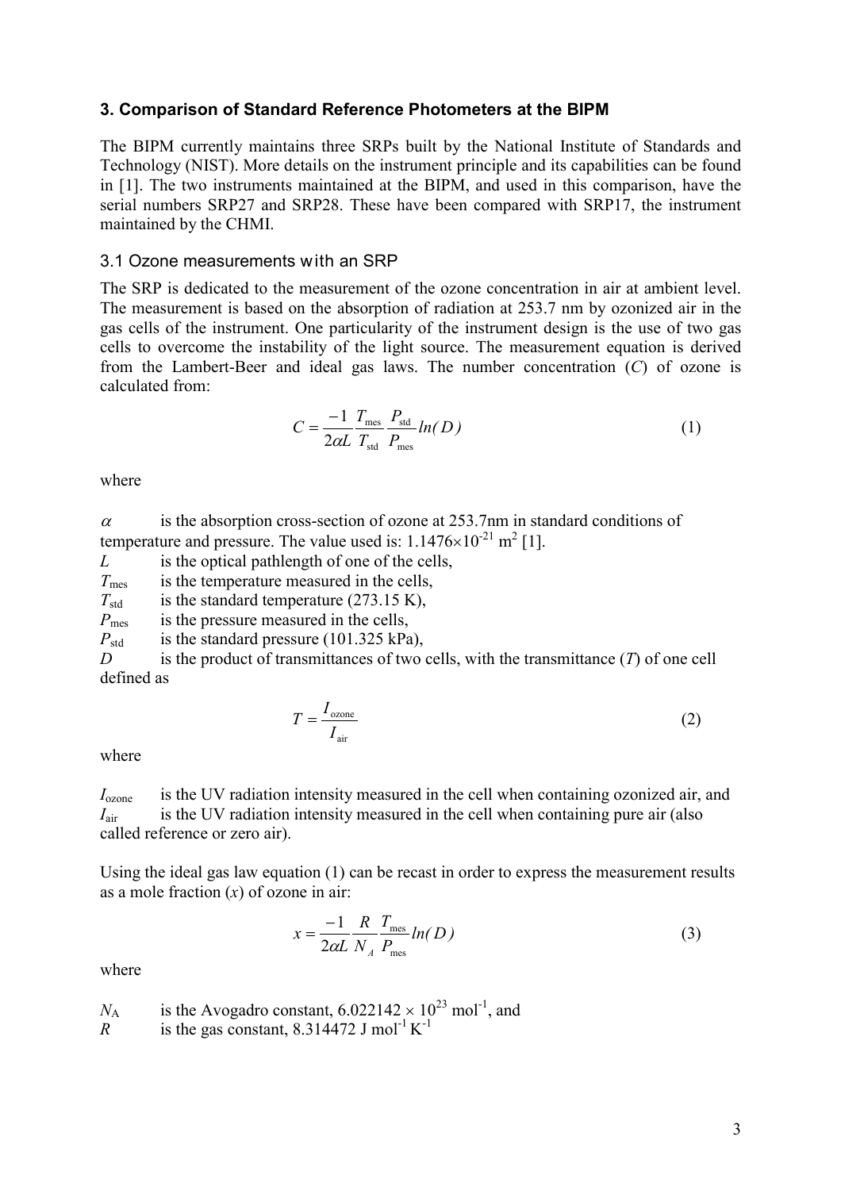## 3. Comparison of Standard Reference Photometers at the BIPM

The BIPM currently maintains three SRPs built by the National Institute of Standards and Technology (NIST). More details on the instrument principle and its capabilities can be found in [1]. The two instruments maintained at the BIPM, and used in this comparison, have the serial numbers SRP27 and SRP28. These have been compared with SRP17, the instrument maintained by the CHMI.

### 3.1 Ozone measurements with an SRP

The SRP is dedicated to the measurement of the ozone concentration in air at ambient level. The measurement is based on the absorption of radiation at 253.7 nm by ozonized air in the gas cells of the instrument. One particularity of the instrument design is the use of two gas cells to overcome the instability of the light source. The measurement equation is derived from the Lambert-Beer and ideal gas laws. The number concentration ($C$) of ozone is calculated from:

$$C = \frac{-1}{2\alpha L} \frac{T_{\text{mes}}}{T_{\text{std}}} \frac{P_{\text{std}}}{P_{\text{mes}}} ln(D) \tag{1}$$

where

$\alpha$ is the absorption cross-section of ozone at 253.7nm in standard conditions of temperature and pressure. The value used is: $1.1476 \times 10^{-21}$ m$^2$ [1].

$L$ is the optical pathlength of one of the cells,

$T_{\text{mes}}$ is the temperature measured in the cells,

$T_{\text{std}}$ is the standard temperature (273.15 K),

$P_{\text{mes}}$ is the pressure measured in the cells,

$P_{\text{std}}$ is the standard pressure (101.325 kPa),

$D$ is the product of transmittances of two cells, with the transmittance ($T$) of one cell defined as

$$T = \frac{I_{\text{ozone}}}{I_{\text{air}}} \tag{2}$$

where

$I_{\text{ozone}}$ is the UV radiation intensity measured in the cell when containing ozonized air, and

$I_{\text{air}}$ is the UV radiation intensity measured in the cell when containing pure air (also called reference or zero air).

Using the ideal gas law equation (1) can be recast in order to express the measurement results as a mole fraction ($x$) of ozone in air:

$$x = \frac{-1}{2\alpha L} \frac{R}{N_A} \frac{T_{\text{mes}}}{P_{\text{mes}}} ln(D) \tag{3}$$

where

$N_{\text{A}}$ is the Avogadro constant, $6.022142 \times 10^{23}$ mol$^{-1}$, and

$R$ is the gas constant, 8.314472 J mol$^{-1}$ K$^{-1}$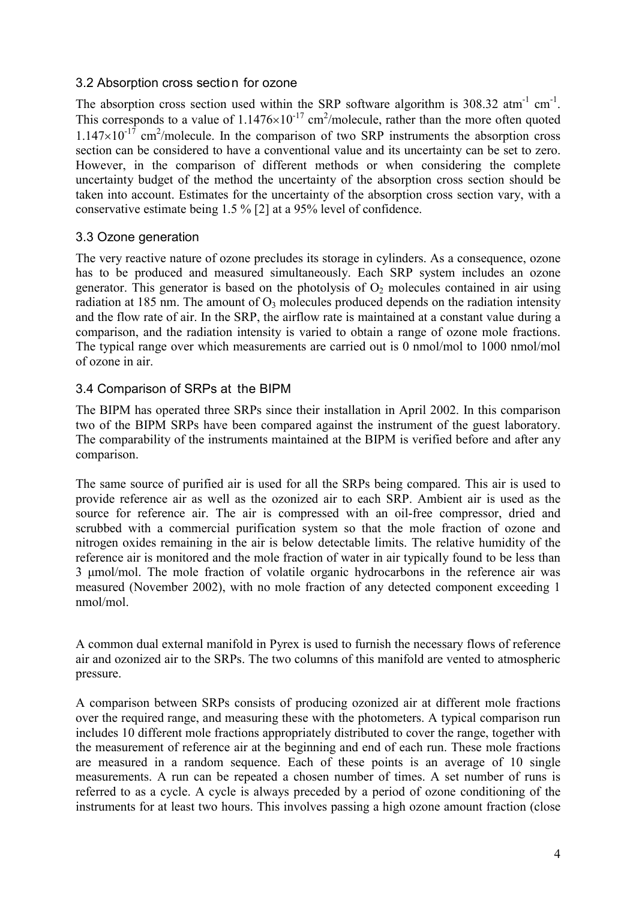### 3.2 Absorption cross section for ozone

The absorption cross section used within the SRP software algorithm is 308.32 $atm^{-1}\ cm^{-1}$. This corresponds to a value of $1.1476 \times 10^{-17}$ $cm^2$/molecule, rather than the more often quoted $1.147 \times 10^{-17}$ $cm^2$/molecule. In the comparison of two SRP instruments the absorption cross section can be considered to have a conventional value and its uncertainty can be set to zero. However, in the comparison of different methods or when considering the complete uncertainty budget of the method the uncertainty of the absorption cross section should be taken into account. Estimates for the uncertainty of the absorption cross section vary, with a conservative estimate being 1.5 % [2] at a 95% level of confidence.

### 3.3 Ozone generation

The very reactive nature of ozone precludes its storage in cylinders. As a consequence, ozone has to be produced and measured simultaneously. Each SRP system includes an ozone generator. This generator is based on the photolysis of $O_2$ molecules contained in air using radiation at 185 nm. The amount of $O_3$ molecules produced depends on the radiation intensity and the flow rate of air. In the SRP, the airflow rate is maintained at a constant value during a comparison, and the radiation intensity is varied to obtain a range of ozone mole fractions. The typical range over which measurements are carried out is 0 nmol/mol to 1000 nmol/mol of ozone in air.

### 3.4 Comparison of SRPs at the BIPM

The BIPM has operated three SRPs since their installation in April 2002. In this comparison two of the BIPM SRPs have been compared against the instrument of the guest laboratory. The comparability of the instruments maintained at the BIPM is verified before and after any comparison.

The same source of purified air is used for all the SRPs being compared. This air is used to provide reference air as well as the ozonized air to each SRP. Ambient air is used as the source for reference air. The air is compressed with an oil-free compressor, dried and scrubbed with a commercial purification system so that the mole fraction of ozone and nitrogen oxides remaining in the air is below detectable limits. The relative humidity of the reference air is monitored and the mole fraction of water in air typically found to be less than 3 μmol/mol. The mole fraction of volatile organic hydrocarbons in the reference air was measured (November 2002), with no mole fraction of any detected component exceeding 1 nmol/mol.

A common dual external manifold in Pyrex is used to furnish the necessary flows of reference air and ozonized air to the SRPs. The two columns of this manifold are vented to atmospheric pressure.

A comparison between SRPs consists of producing ozonized air at different mole fractions over the required range, and measuring these with the photometers. A typical comparison run includes 10 different mole fractions appropriately distributed to cover the range, together with the measurement of reference air at the beginning and end of each run. These mole fractions are measured in a random sequence. Each of these points is an average of 10 single measurements. A run can be repeated a chosen number of times. A set number of runs is referred to as a cycle. A cycle is always preceded by a period of ozone conditioning of the instruments for at least two hours. This involves passing a high ozone amount fraction (close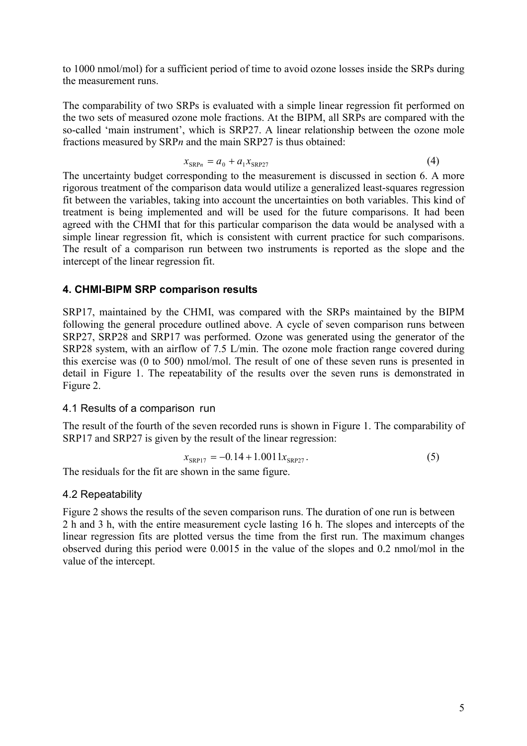to 1000 nmol/mol) for a sufficient period of time to avoid ozone losses inside the SRPs during the measurement runs.

The comparability of two SRPs is evaluated with a simple linear regression fit performed on the two sets of measured ozone mole fractions. At the BIPM, all SRPs are compared with the so-called 'main instrument', which is SRP27. A linear relationship between the ozone mole fractions measured by SRP*n* and the main SRP27 is thus obtained:

$$x_{\mathrm{SRP}n} = a_0 + a_1 x_{\mathrm{SRP27}} \tag{4}$$

The uncertainty budget corresponding to the measurement is discussed in section 6. A more rigorous treatment of the comparison data would utilize a generalized least-squares regression fit between the variables, taking into account the uncertainties on both variables. This kind of treatment is being implemented and will be used for the future comparisons. It had been agreed with the CHMI that for this particular comparison the data would be analysed with a simple linear regression fit, which is consistent with current practice for such comparisons. The result of a comparison run between two instruments is reported as the slope and the intercept of the linear regression fit.

## 4. CHMI-BIPM SRP comparison results

SRP17, maintained by the CHMI, was compared with the SRPs maintained by the BIPM following the general procedure outlined above. A cycle of seven comparison runs between SRP27, SRP28 and SRP17 was performed. Ozone was generated using the generator of the SRP28 system, with an airflow of 7.5 L/min. The ozone mole fraction range covered during this exercise was (0 to 500) nmol/mol. The result of one of these seven runs is presented in detail in Figure 1. The repeatability of the results over the seven runs is demonstrated in Figure 2.

### 4.1 Results of a comparison run

The result of the fourth of the seven recorded runs is shown in Figure 1. The comparability of SRP17 and SRP27 is given by the result of the linear regression:

$$x_{\mathrm{SRP17}} = -0.14 + 1.0011 x_{\mathrm{SRP27}} \,. \tag{5}$$

The residuals for the fit are shown in the same figure.

### 4.2 Repeatability

Figure 2 shows the results of the seven comparison runs. The duration of one run is between 2 h and 3 h, with the entire measurement cycle lasting 16 h. The slopes and intercepts of the linear regression fits are plotted versus the time from the first run. The maximum changes observed during this period were 0.0015 in the value of the slopes and 0.2 nmol/mol in the value of the intercept.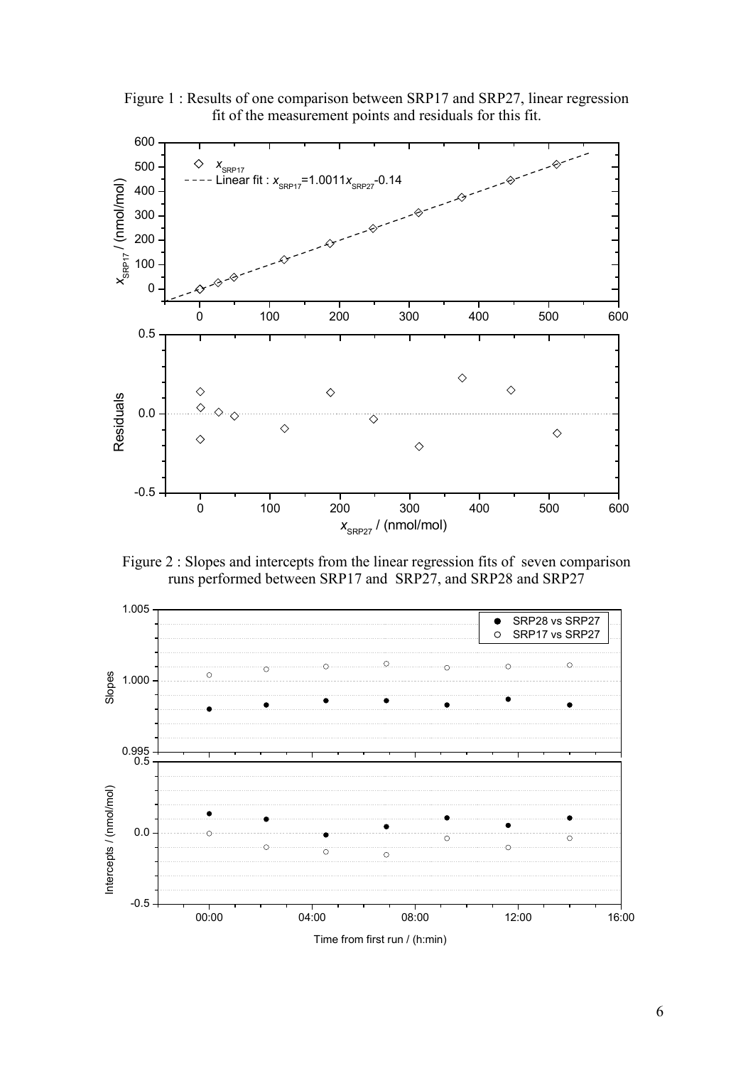Figure 1 : Results of one comparison between SRP17 and SRP27, linear regression fit of the measurement points and residuals for this fit.

Figure 2 : Slopes and intercepts from the linear regression fits of seven comparison runs performed between SRP17 and SRP27, and SRP28 and SRP27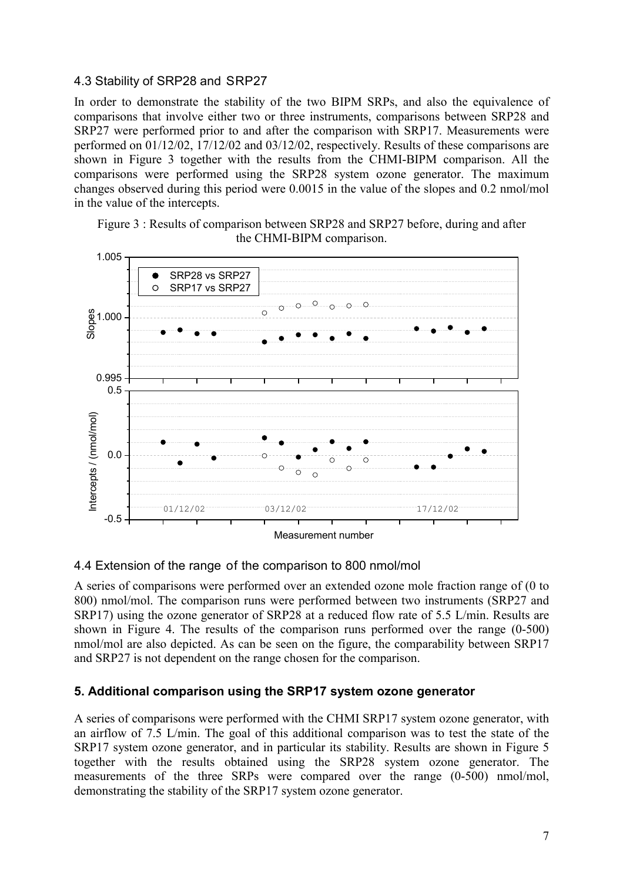### 4.3 Stability of SRP28 and SRP27

In order to demonstrate the stability of the two BIPM SRPs, and also the equivalence of comparisons that involve either two or three instruments, comparisons between SRP28 and SRP27 were performed prior to and after the comparison with SRP17. Measurements were performed on 01/12/02, 17/12/02 and 03/12/02, respectively. Results of these comparisons are shown in Figure 3 together with the results from the CHMI-BIPM comparison. All the comparisons were performed using the SRP28 system ozone generator. The maximum changes observed during this period were 0.0015 in the value of the slopes and 0.2 nmol/mol in the value of the intercepts.

Figure 3 : Results of comparison between SRP28 and SRP27 before, during and after the CHMI-BIPM comparison.

### 4.4 Extension of the range of the comparison to 800 nmol/mol

A series of comparisons were performed over an extended ozone mole fraction range of (0 to 800) nmol/mol. The comparison runs were performed between two instruments (SRP27 and SRP17) using the ozone generator of SRP28 at a reduced flow rate of 5.5 L/min. Results are shown in Figure 4. The results of the comparison runs performed over the range (0-500) nmol/mol are also depicted. As can be seen on the figure, the comparability between SRP17 and SRP27 is not dependent on the range chosen for the comparison.

## 5. Additional comparison using the SRP17 system ozone generator

A series of comparisons were performed with the CHMI SRP17 system ozone generator, with an airflow of 7.5 L/min. The goal of this additional comparison was to test the state of the SRP17 system ozone generator, and in particular its stability. Results are shown in Figure 5 together with the results obtained using the SRP28 system ozone generator. The measurements of the three SRPs were compared over the range (0-500) nmol/mol, demonstrating the stability of the SRP17 system ozone generator.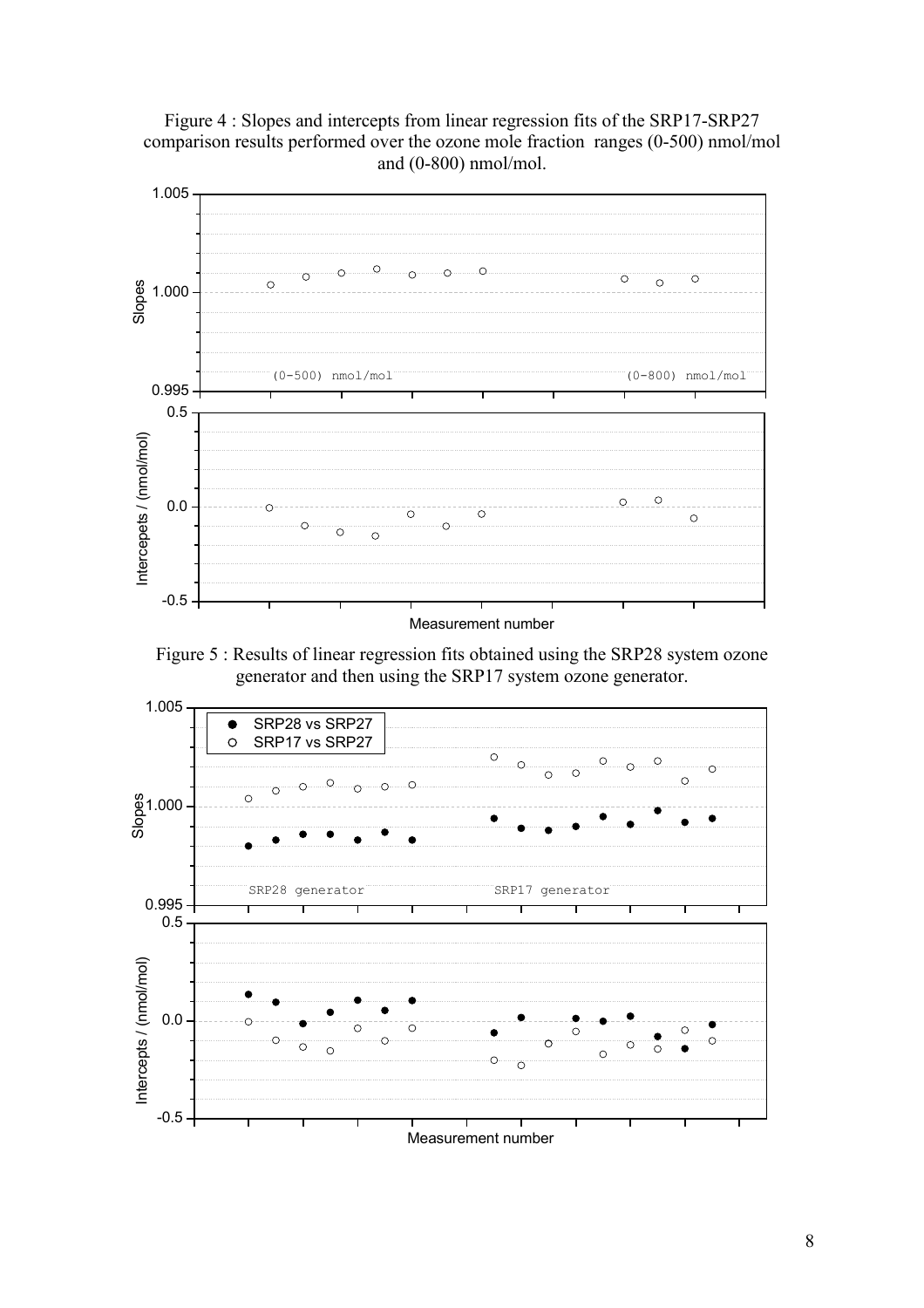Figure 4 : Slopes and intercepts from linear regression fits of the SRP17-SRP27 comparison results performed over the ozone mole fraction ranges (0-500) nmol/mol and (0-800) nmol/mol.

Figure 5 : Results of linear regression fits obtained using the SRP28 system ozone generator and then using the SRP17 system ozone generator.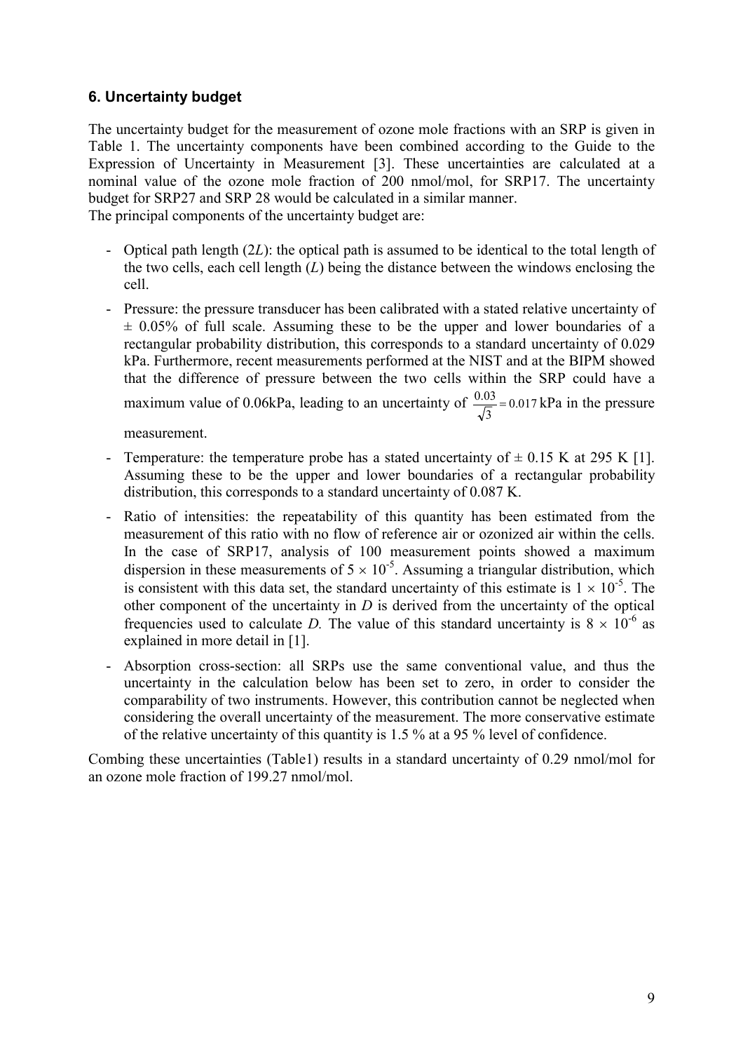### 6. Uncertainty budget

The uncertainty budget for the measurement of ozone mole fractions with an SRP is given in Table 1. The uncertainty components have been combined according to the Guide to the Expression of Uncertainty in Measurement [3]. These uncertainties are calculated at a nominal value of the ozone mole fraction of 200 nmol/mol, for SRP17. The uncertainty budget for SRP27 and SRP 28 would be calculated in a similar manner.
The principal components of the uncertainty budget are:

- Optical path length ($2L$): the optical path is assumed to be identical to the total length of the two cells, each cell length ($L$) being the distance between the windows enclosing the cell.
- Pressure: the pressure transducer has been calibrated with a stated relative uncertainty of ± 0.05% of full scale. Assuming these to be the upper and lower boundaries of a rectangular probability distribution, this corresponds to a standard uncertainty of 0.029 kPa. Furthermore, recent measurements performed at the NIST and at the BIPM showed that the difference of pressure between the two cells within the SRP could have a maximum value of 0.06kPa, leading to an uncertainty of $\frac{0.03}{\sqrt{3}} = 0.017$ kPa in the pressure measurement.
- Temperature: the temperature probe has a stated uncertainty of ± 0.15 K at 295 K [1]. Assuming these to be the upper and lower boundaries of a rectangular probability distribution, this corresponds to a standard uncertainty of 0.087 K.
- Ratio of intensities: the repeatability of this quantity has been estimated from the measurement of this ratio with no flow of reference air or ozonized air within the cells. In the case of SRP17, analysis of 100 measurement points showed a maximum dispersion in these measurements of $5 \times 10^{-5}$. Assuming a triangular distribution, which is consistent with this data set, the standard uncertainty of this estimate is $1 \times 10^{-5}$. The other component of the uncertainty in $D$ is derived from the uncertainty of the optical frequencies used to calculate $D$. The value of this standard uncertainty is $8 \times 10^{-6}$ as explained in more detail in [1].
- Absorption cross-section: all SRPs use the same conventional value, and thus the uncertainty in the calculation below has been set to zero, in order to consider the comparability of two instruments. However, this contribution cannot be neglected when considering the overall uncertainty of the measurement. The more conservative estimate of the relative uncertainty of this quantity is 1.5 % at a 95 % level of confidence.

Combing these uncertainties (Table1) results in a standard uncertainty of 0.29 nmol/mol for an ozone mole fraction of 199.27 nmol/mol.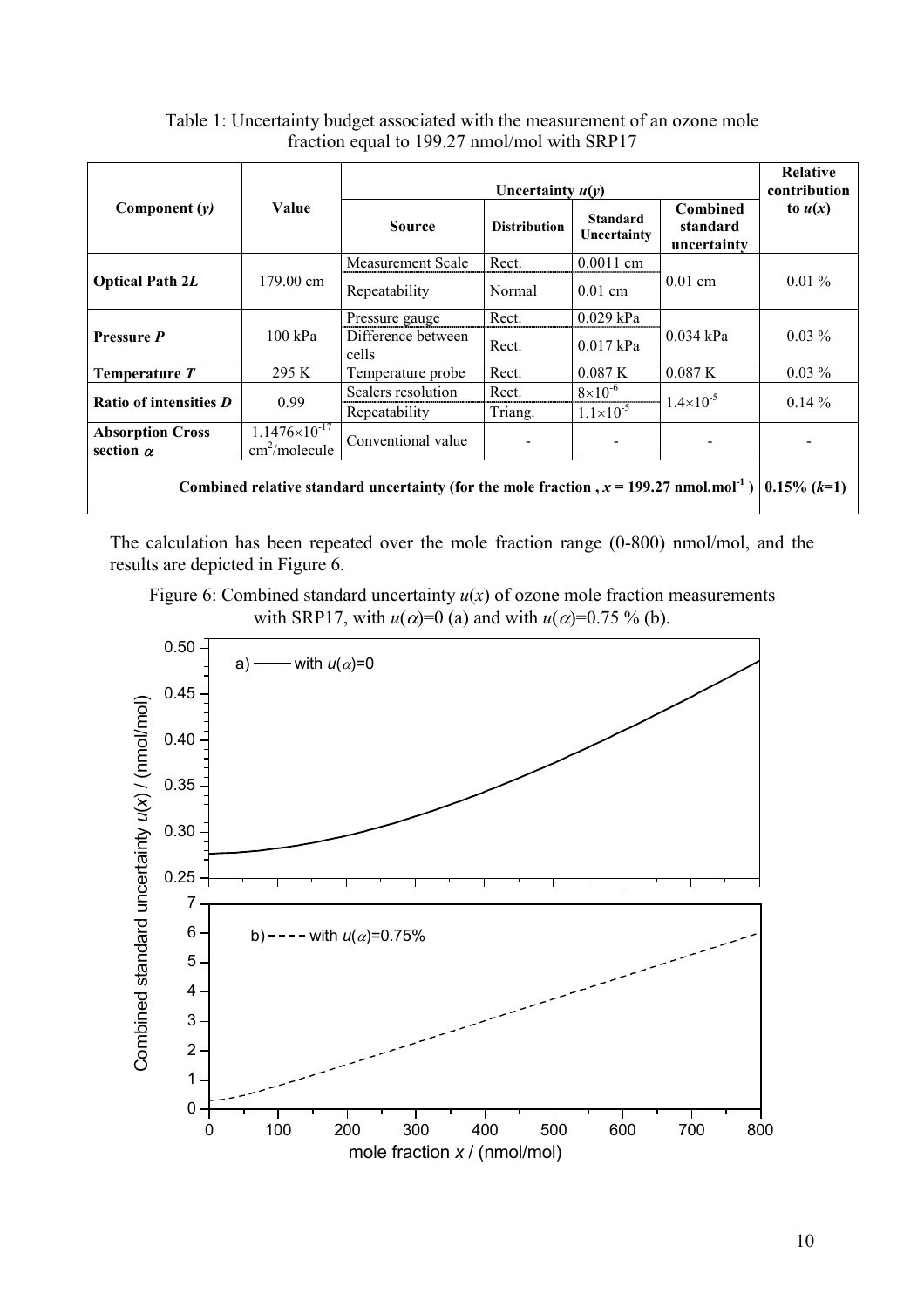Table 1: Uncertainty budget associated with the measurement of an ozone mole fraction equal to 199.27 nmol/mol with SRP17

| Component ($y$) | Value | Uncertainty $u(y)$ | | | | Relative contribution to $u(x)$ |
|---|---|---|---|---|---|---|
| | | Source | Distribution | Standard Uncertainty | Combined standard uncertainty | |
| **Optical Path 2*L*** | 179.00 cm | Measurement Scale | Rect. | 0.0011 cm | 0.01 cm | 0.01 % |
| | | Repeatability | Normal | 0.01 cm | | |
| **Pressure *P*** | 100 kPa | Pressure gauge | Rect. | 0.029 kPa | 0.034 kPa | 0.03 % |
| | | Difference between cells | Rect. | 0.017 kPa | | |
| **Temperature *T*** | 295 K | Temperature probe | Rect. | 0.087 K | 0.087 K | 0.03 % |
| **Ratio of intensities *D*** | 0.99 | Scalers resolution | Rect. | $8\times10^{-6}$ | $1.4\times10^{-5}$ | 0.14 % |
| | | Repeatability | Triang. | $1.1\times10^{-5}$ | | |
| **Absorption Cross section $\alpha$** | $1.1476\times10^{-17}$ cm$^2$/molecule | Conventional value | - | - | - | - |
| **Combined relative standard uncertainty (for the mole fraction , $x$ = 199.27 nmol.mol$^{-1}$ )** | | | | | | **0.15% ($k$=1)** |

The calculation has been repeated over the mole fraction range (0-800) nmol/mol, and the results are depicted in Figure 6.

Figure 6: Combined standard uncertainty $u(x)$ of ozone mole fraction measurements with SRP17, with $u(\alpha)$=0 (a) and with $u(\alpha)$=0.75 % (b).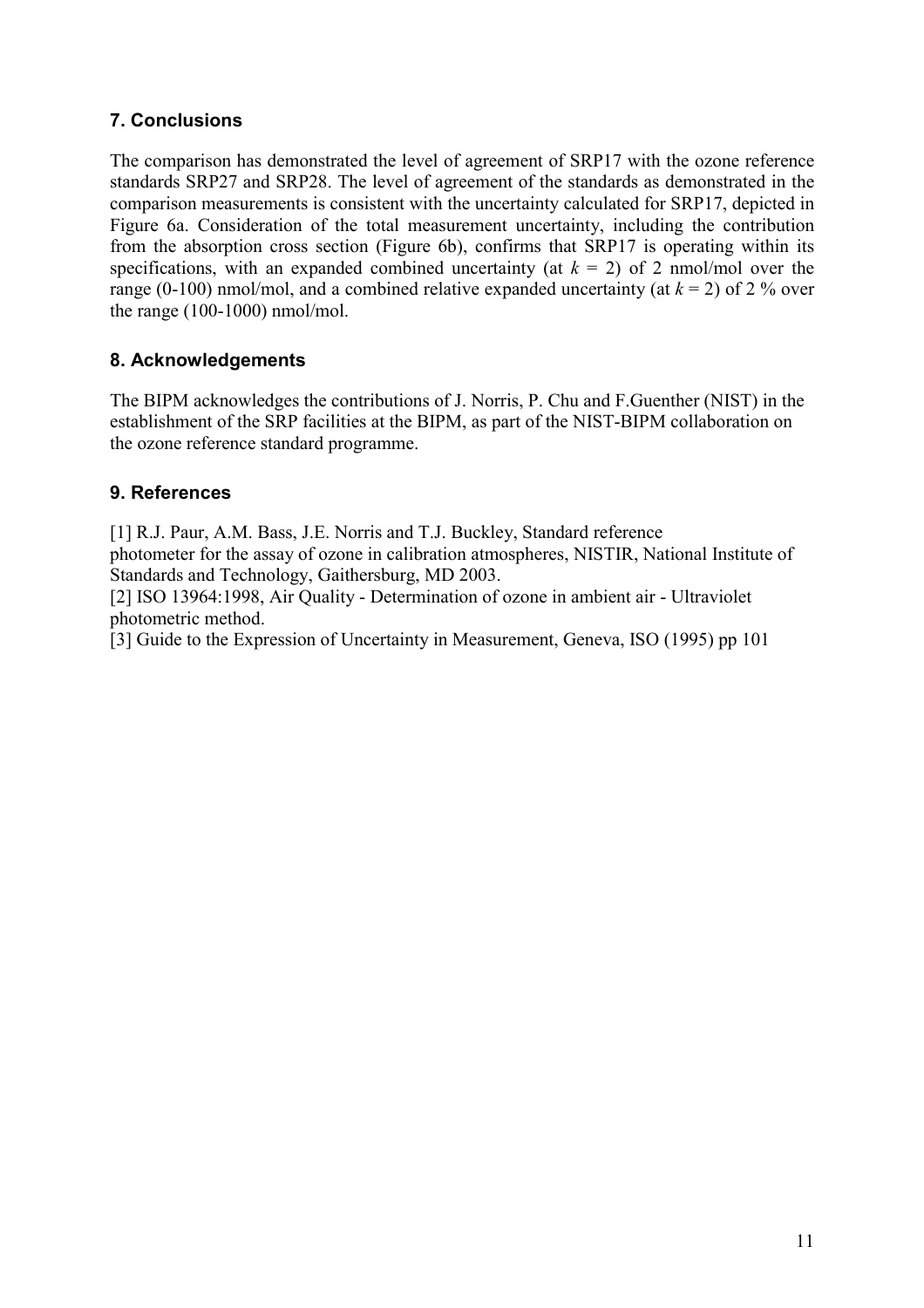## 7. Conclusions

The comparison has demonstrated the level of agreement of SRP17 with the ozone reference standards SRP27 and SRP28. The level of agreement of the standards as demonstrated in the comparison measurements is consistent with the uncertainty calculated for SRP17, depicted in Figure 6a. Consideration of the total measurement uncertainty, including the contribution from the absorption cross section (Figure 6b), confirms that SRP17 is operating within its specifications, with an expanded combined uncertainty (at $k = 2$) of 2 nmol/mol over the range (0-100) nmol/mol, and a combined relative expanded uncertainty (at $k = 2$) of 2 % over the range (100-1000) nmol/mol.

## 8. Acknowledgements

The BIPM acknowledges the contributions of J. Norris, P. Chu and F.Guenther (NIST) in the establishment of the SRP facilities at the BIPM, as part of the NIST-BIPM collaboration on the ozone reference standard programme.

## 9. References

[1] R.J. Paur, A.M. Bass, J.E. Norris and T.J. Buckley, Standard reference photometer for the assay of ozone in calibration atmospheres, NISTIR, National Institute of Standards and Technology, Gaithersburg, MD 2003.

[2] ISO 13964:1998, Air Quality - Determination of ozone in ambient air - Ultraviolet photometric method.

[3] Guide to the Expression of Uncertainty in Measurement, Geneva, ISO (1995) pp 101